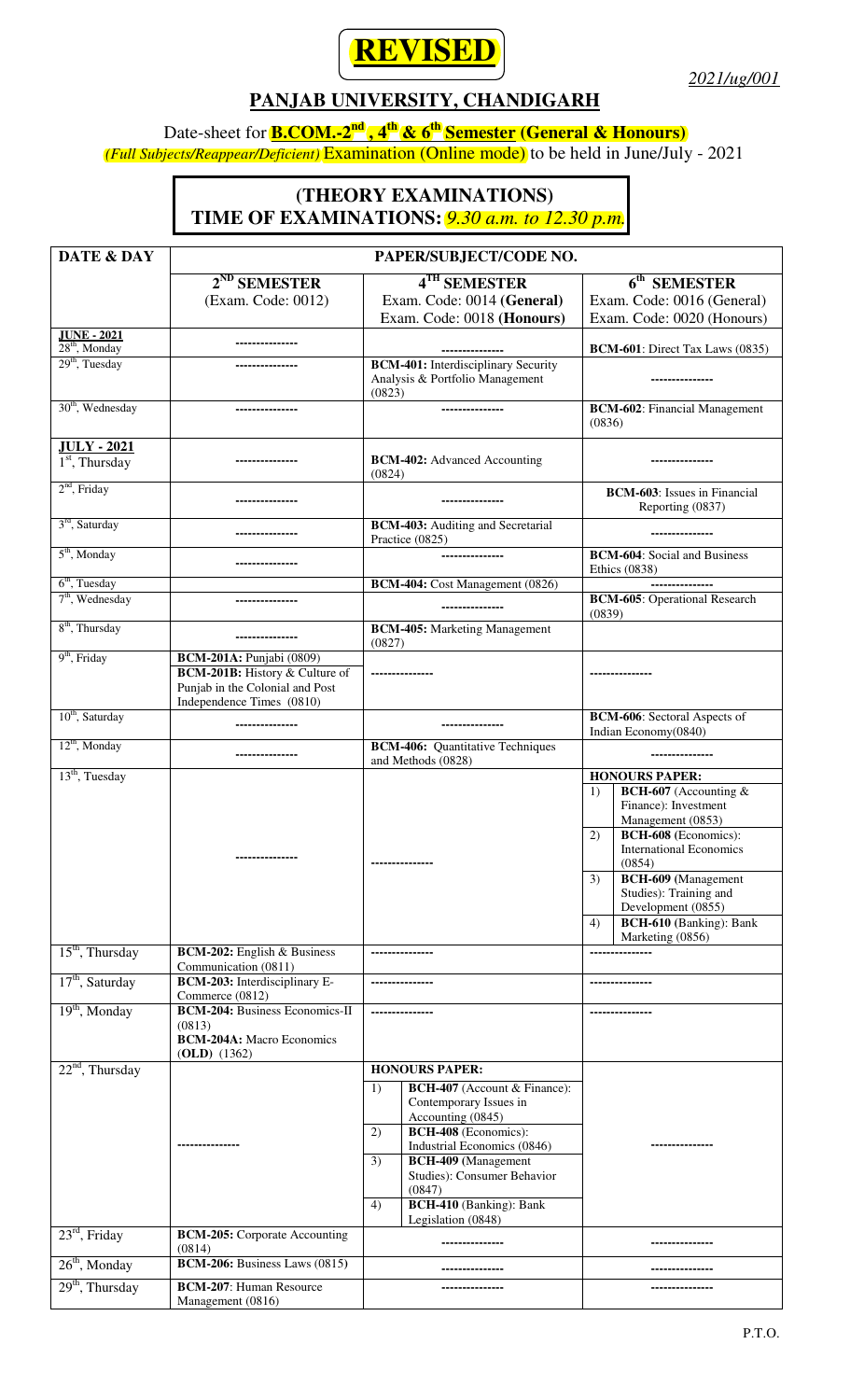**REVISED**

*2021/ug/001*

## PANJAB UNIVERSITY, CHANDIGARH

Date-sheet for **B.COM.-2nd , 4th & 6th Semester (General & Honours)**
*(Full Subjects/Reappear/Deficient)* Examination (Online mode) to be held in June/July - 2021

### (THEORY EXAMINATIONS)
### TIME OF EXAMINATIONS: *9.30 a.m. to 12.30 p.m.*

| DATE & DAY | PAPER/SUBJECT/CODE NO. | | |
|---|---|---|---|
| | **2ND SEMESTER** (Exam. Code: 0012) | **4TH SEMESTER** Exam. Code: 0014 **(General)** Exam. Code: 0018 **(Honours)** | **6th SEMESTER** Exam. Code: 0016 (General) Exam. Code: 0020 (Honours) |
| **JUNE - 2021** 28th, Monday | --------------- | --------------- | **BCM-601**: Direct Tax Laws (0835) |
| 29th, Tuesday | --------------- | **BCM-401:** Interdisciplinary Security Analysis & Portfolio Management (0823) | --------------- |
| 30th, Wednesday | --------------- | --------------- | **BCM-602**: Financial Management (0836) |
| **JULY - 2021** 1st, Thursday | --------------- | **BCM-402:** Advanced Accounting (0824) | --------------- |
| 2nd, Friday | --------------- | --------------- | **BCM-603**: Issues in Financial Reporting (0837) |
| 3rd, Saturday | --------------- | **BCM-403:** Auditing and Secretarial Practice (0825) | --------------- |
| 5th, Monday | --------------- | --------------- | **BCM-604**: Social and Business Ethics (0838) |
| 6th, Tuesday | | **BCM-404:** Cost Management (0826) | --------------- |
| 7th, Wednesday | --------------- | --------------- | **BCM-605**: Operational Research (0839) |
| 8th, Thursday | --------------- | **BCM-405:** Marketing Management (0827) | |
| 9th, Friday | **BCM-201A:** Punjabi (0809) **BCM-201B:** History & Culture of Punjab in the Colonial and Post Independence Times (0810) | --------------- | --------------- |
| 10th, Saturday | --------------- | --------------- | **BCM-606**: Sectoral Aspects of Indian Economy(0840) |
| 12th, Monday | --------------- | **BCM-406:** Quantitative Techniques and Methods (0828) | --------------- |
| 13th, Tuesday | --------------- | --------------- | **HONOURS PAPER:** 1) **BCH-607** (Accounting & Finance): Investment Management (0853) 2) **BCH-608** (Economics): International Economics (0854) 3) **BCH-609** (Management Studies): Training and Development (0855) 4) **BCH-610** (Banking): Bank Marketing (0856) |
| 15th, Thursday | **BCM-202:** English & Business Communication (0811) | --------------- | --------------- |
| 17th, Saturday | **BCM-203:** Interdisciplinary E-Commerce (0812) | --------------- | --------------- |
| 19th, Monday | **BCM-204:** Business Economics-II (0813) **BCM-204A:** Macro Economics **(OLD)** (1362) | --------------- | --------------- |
| 22nd, Thursday | --------------- | **HONOURS PAPER:** 1) **BCH-407** (Account & Finance): Contemporary Issues in Accounting (0845) 2) **BCH-408** (Economics): Industrial Economics (0846) 3) **BCH-409** (Management Studies): Consumer Behavior (0847) 4) **BCH-410** (Banking): Bank Legislation (0848) | --------------- |
| 23rd, Friday | **BCM-205:** Corporate Accounting (0814) | --------------- | --------------- |
| 26th, Monday | **BCM-206:** Business Laws (0815) | --------------- | --------------- |
| 29th, Thursday | **BCM-207**: Human Resource Management (0816) | --------------- | --------------- |

P.T.O.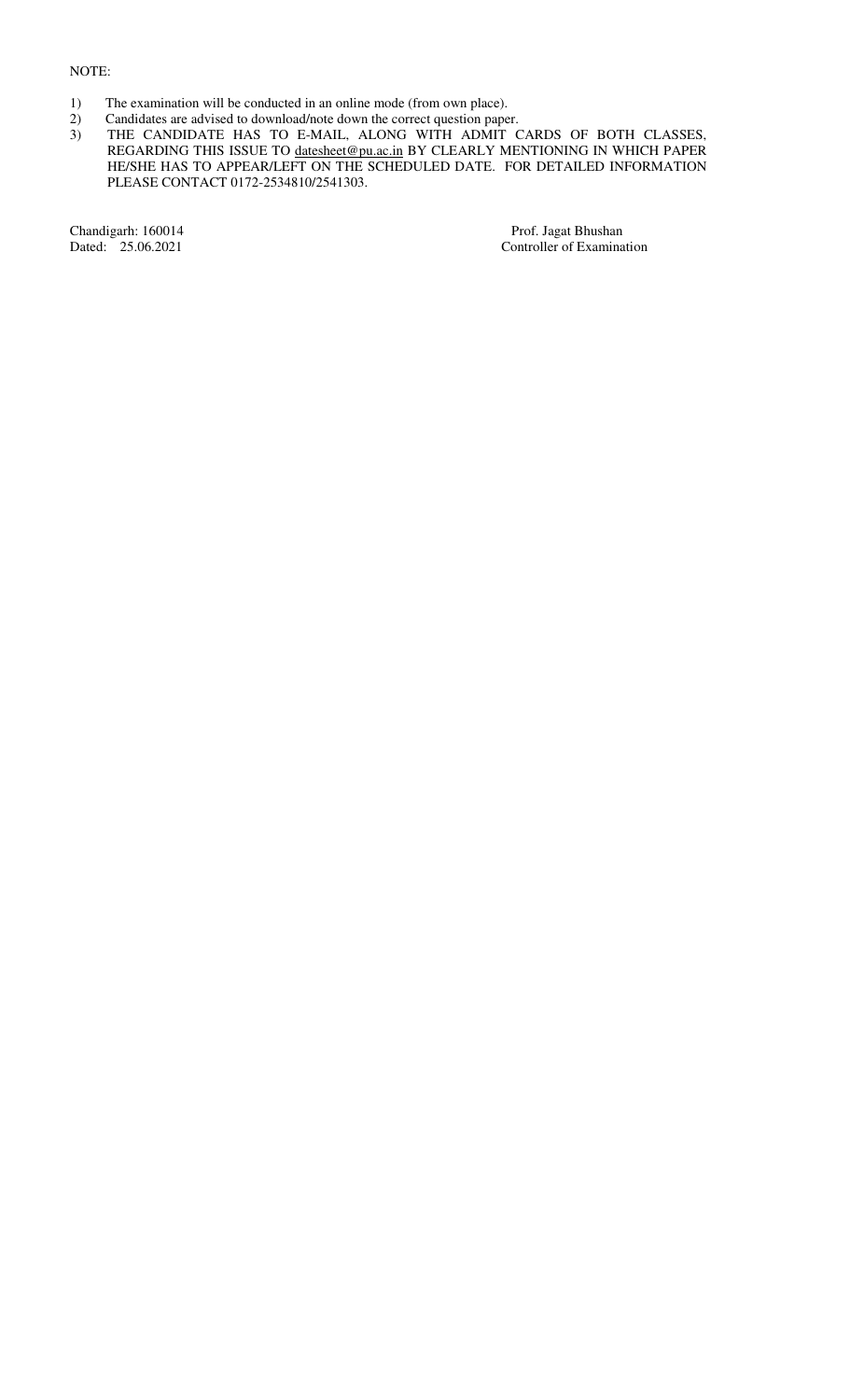NOTE:

1) The examination will be conducted in an online mode (from own place).
2) Candidates are advised to download/note down the correct question paper.
3) THE CANDIDATE HAS TO E-MAIL, ALONG WITH ADMIT CARDS OF BOTH CLASSES, REGARDING THIS ISSUE TO datesheet@pu.ac.in BY CLEARLY MENTIONING IN WHICH PAPER HE/SHE HAS TO APPEAR/LEFT ON THE SCHEDULED DATE. FOR DETAILED INFORMATION PLEASE CONTACT 0172-2534810/2541303.

Chandigarh: 160014
Dated: 25.06.2021

Prof. Jagat Bhushan
Controller of Examination